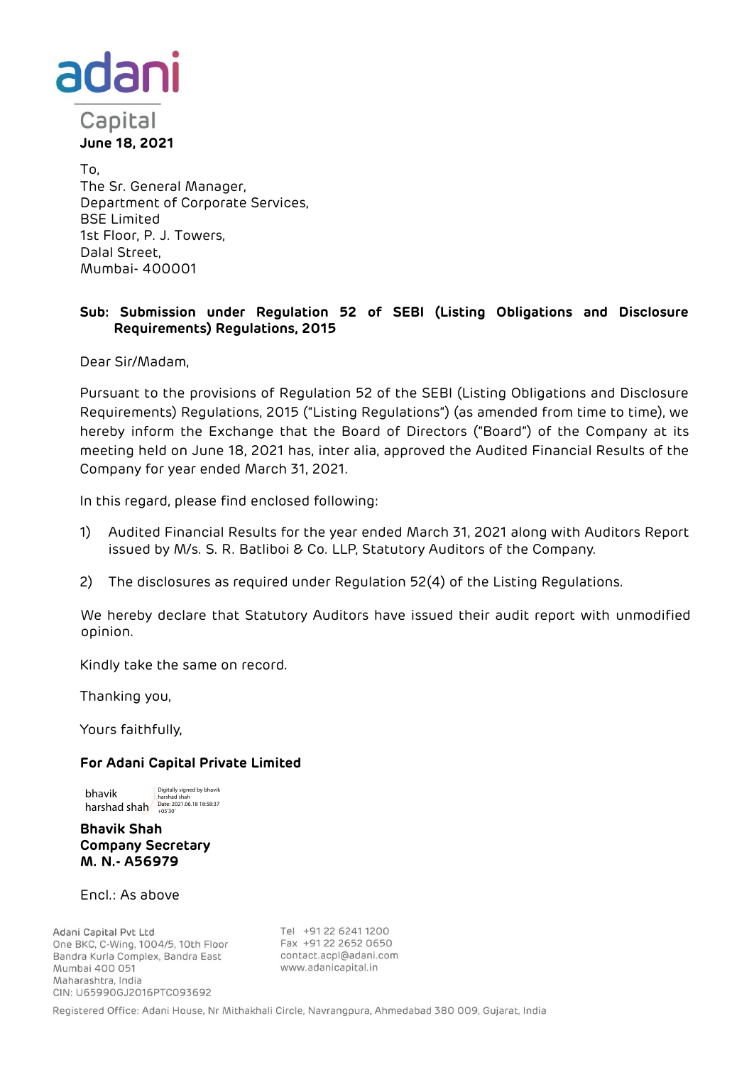adani

Capital

**June 18, 2021**

To,
The Sr. General Manager,
Department of Corporate Services,
BSE Limited
1st Floor, P. J. Towers,
Dalal Street,
Mumbai- 400001

**Sub: Submission under Regulation 52 of SEBI (Listing Obligations and Disclosure Requirements) Regulations, 2015**

Dear Sir/Madam,

Pursuant to the provisions of Regulation 52 of the SEBI (Listing Obligations and Disclosure Requirements) Regulations, 2015 ("Listing Regulations") (as amended from time to time), we hereby inform the Exchange that the Board of Directors ("Board") of the Company at its meeting held on June 18, 2021 has, inter alia, approved the Audited Financial Results of the Company for year ended March 31, 2021.

In this regard, please find enclosed following:

1) Audited Financial Results for the year ended March 31, 2021 along with Auditors Report issued by M/s. S. R. Batliboi & Co. LLP, Statutory Auditors of the Company.

2) The disclosures as required under Regulation 52(4) of the Listing Regulations.

We hereby declare that Statutory Auditors have issued their audit report with unmodified opinion.

Kindly take the same on record.

Thanking you,

Yours faithfully,

**For Adani Capital Private Limited**

bhavik harshad shah
Digitally signed by bhavik harshad shah
Date: 2021.06.18 18:58:37 +05'30'

**Bhavik Shah**
**Company Secretary**
**M. N.- A56979**

Encl.: As above

Adani Capital Pvt Ltd
One BKC, C-Wing, 1004/5, 10th Floor
Bandra Kurla Complex, Bandra East
Mumbai 400 051
Maharashtra, India
CIN: U65990GJ2016PTC093692

Tel +91 22 6241 1200
Fax +91 22 2652 0650
contact.acpl@adani.com
www.adanicapital.in

Registered Office: Adani House, Nr Mithakhali Circle, Navrangpura, Ahmedabad 380 009, Gujarat, India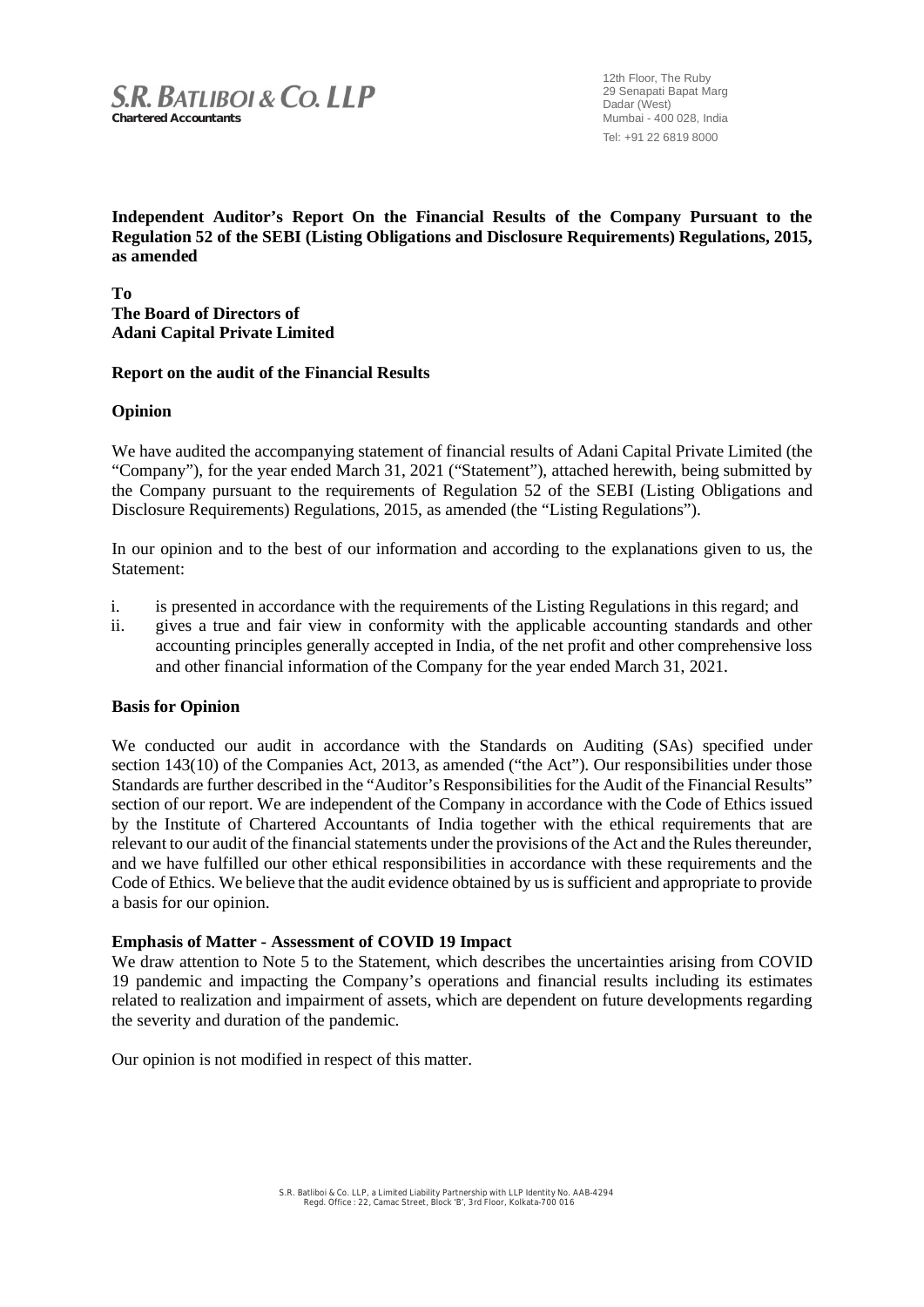**S.R. BATLIBOI & CO. LLP**
**Chartered Accountants**

12th Floor, The Ruby
29 Senapati Bapat Marg
Dadar (West)
Mumbai - 400 028, India
Tel: +91 22 6819 8000

**Independent Auditor's Report On the Financial Results of the Company Pursuant to the Regulation 52 of the SEBI (Listing Obligations and Disclosure Requirements) Regulations, 2015, as amended**

**To**
**The Board of Directors of**
**Adani Capital Private Limited**

**Report on the audit of the Financial Results**

**Opinion**

We have audited the accompanying statement of financial results of Adani Capital Private Limited (the "Company"), for the year ended March 31, 2021 ("Statement"), attached herewith, being submitted by the Company pursuant to the requirements of Regulation 52 of the SEBI (Listing Obligations and Disclosure Requirements) Regulations, 2015, as amended (the "Listing Regulations").

In our opinion and to the best of our information and according to the explanations given to us, the Statement:

i. is presented in accordance with the requirements of the Listing Regulations in this regard; and
ii. gives a true and fair view in conformity with the applicable accounting standards and other accounting principles generally accepted in India, of the net profit and other comprehensive loss and other financial information of the Company for the year ended March 31, 2021.

**Basis for Opinion**

We conducted our audit in accordance with the Standards on Auditing (SAs) specified under section 143(10) of the Companies Act, 2013, as amended ("the Act"). Our responsibilities under those Standards are further described in the "Auditor's Responsibilities for the Audit of the Financial Results" section of our report. We are independent of the Company in accordance with the Code of Ethics issued by the Institute of Chartered Accountants of India together with the ethical requirements that are relevant to our audit of the financial statements under the provisions of the Act and the Rules thereunder, and we have fulfilled our other ethical responsibilities in accordance with these requirements and the Code of Ethics. We believe that the audit evidence obtained by us is sufficient and appropriate to provide a basis for our opinion.

**Emphasis of Matter - Assessment of COVID 19 Impact**

We draw attention to Note 5 to the Statement, which describes the uncertainties arising from COVID 19 pandemic and impacting the Company's operations and financial results including its estimates related to realization and impairment of assets, which are dependent on future developments regarding the severity and duration of the pandemic.

Our opinion is not modified in respect of this matter.

S.R. Batliboi & Co. LLP, a Limited Liability Partnership with LLP Identity No. AAB-4294
Regd. Office : 22, Camac Street, Block 'B', 3rd Floor, Kolkata-700 016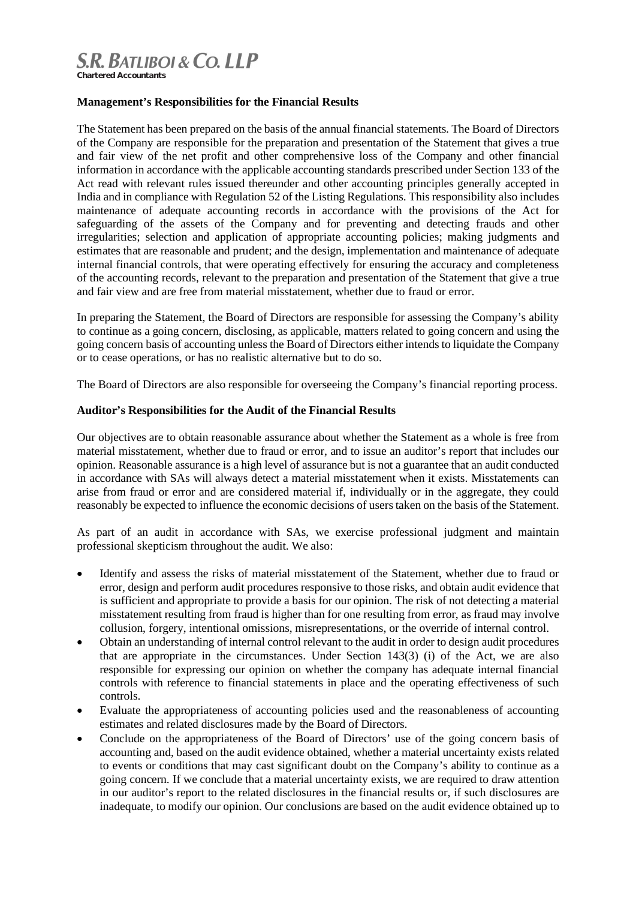## Management's Responsibilities for the Financial Results

The Statement has been prepared on the basis of the annual financial statements. The Board of Directors of the Company are responsible for the preparation and presentation of the Statement that gives a true and fair view of the net profit and other comprehensive loss of the Company and other financial information in accordance with the applicable accounting standards prescribed under Section 133 of the Act read with relevant rules issued thereunder and other accounting principles generally accepted in India and in compliance with Regulation 52 of the Listing Regulations. This responsibility also includes maintenance of adequate accounting records in accordance with the provisions of the Act for safeguarding of the assets of the Company and for preventing and detecting frauds and other irregularities; selection and application of appropriate accounting policies; making judgments and estimates that are reasonable and prudent; and the design, implementation and maintenance of adequate internal financial controls, that were operating effectively for ensuring the accuracy and completeness of the accounting records, relevant to the preparation and presentation of the Statement that give a true and fair view and are free from material misstatement, whether due to fraud or error.

In preparing the Statement, the Board of Directors are responsible for assessing the Company's ability to continue as a going concern, disclosing, as applicable, matters related to going concern and using the going concern basis of accounting unless the Board of Directors either intends to liquidate the Company or to cease operations, or has no realistic alternative but to do so.

The Board of Directors are also responsible for overseeing the Company's financial reporting process.

## Auditor's Responsibilities for the Audit of the Financial Results

Our objectives are to obtain reasonable assurance about whether the Statement as a whole is free from material misstatement, whether due to fraud or error, and to issue an auditor's report that includes our opinion. Reasonable assurance is a high level of assurance but is not a guarantee that an audit conducted in accordance with SAs will always detect a material misstatement when it exists. Misstatements can arise from fraud or error and are considered material if, individually or in the aggregate, they could reasonably be expected to influence the economic decisions of users taken on the basis of the Statement.

As part of an audit in accordance with SAs, we exercise professional judgment and maintain professional skepticism throughout the audit. We also:

- Identify and assess the risks of material misstatement of the Statement, whether due to fraud or error, design and perform audit procedures responsive to those risks, and obtain audit evidence that is sufficient and appropriate to provide a basis for our opinion. The risk of not detecting a material misstatement resulting from fraud is higher than for one resulting from error, as fraud may involve collusion, forgery, intentional omissions, misrepresentations, or the override of internal control.
- Obtain an understanding of internal control relevant to the audit in order to design audit procedures that are appropriate in the circumstances. Under Section 143(3) (i) of the Act, we are also responsible for expressing our opinion on whether the company has adequate internal financial controls with reference to financial statements in place and the operating effectiveness of such controls.
- Evaluate the appropriateness of accounting policies used and the reasonableness of accounting estimates and related disclosures made by the Board of Directors.
- Conclude on the appropriateness of the Board of Directors' use of the going concern basis of accounting and, based on the audit evidence obtained, whether a material uncertainty exists related to events or conditions that may cast significant doubt on the Company's ability to continue as a going concern. If we conclude that a material uncertainty exists, we are required to draw attention in our auditor's report to the related disclosures in the financial results or, if such disclosures are inadequate, to modify our opinion. Our conclusions are based on the audit evidence obtained up to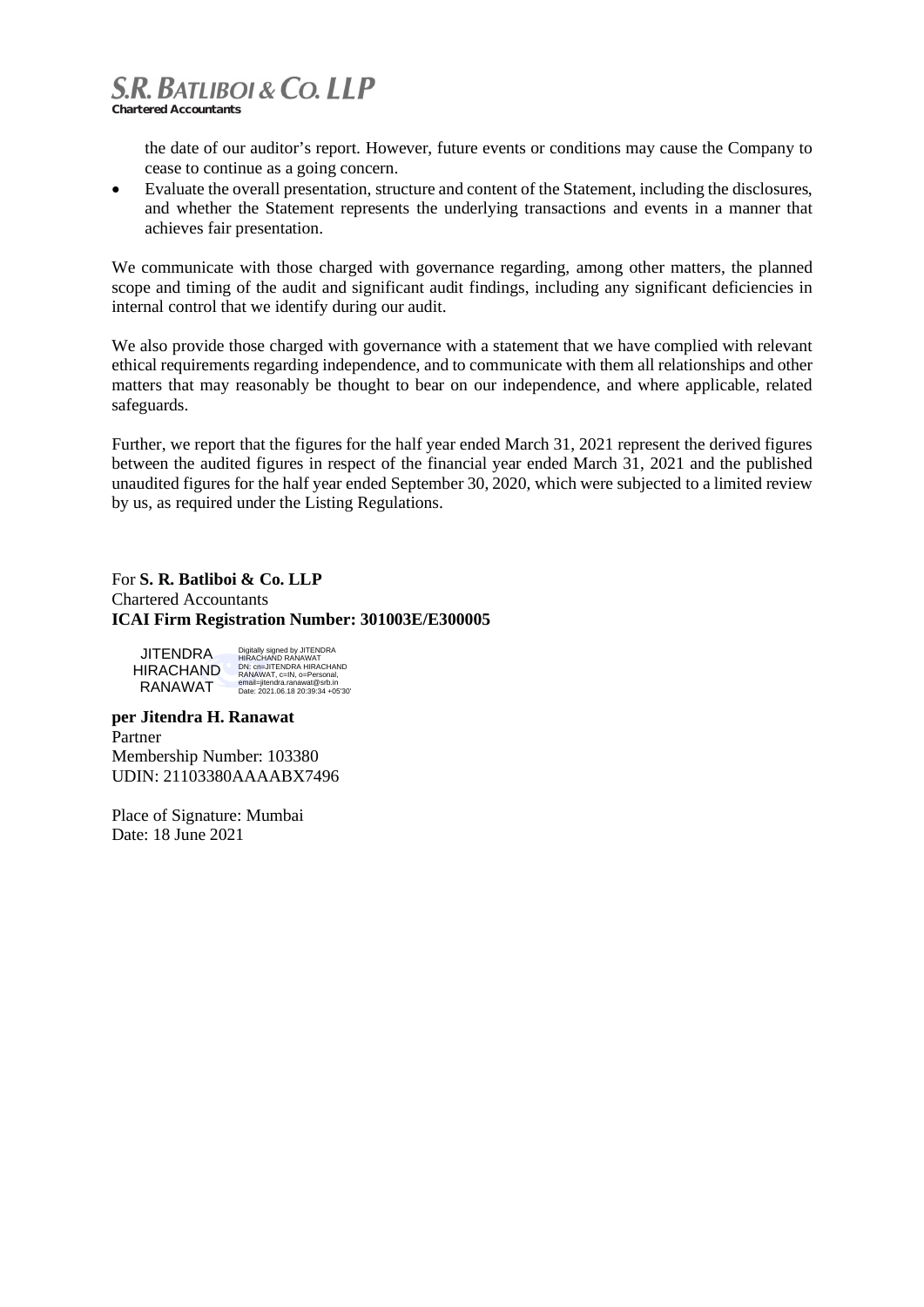the date of our auditor's report. However, future events or conditions may cause the Company to cease to continue as a going concern.

- Evaluate the overall presentation, structure and content of the Statement, including the disclosures, and whether the Statement represents the underlying transactions and events in a manner that achieves fair presentation.

We communicate with those charged with governance regarding, among other matters, the planned scope and timing of the audit and significant audit findings, including any significant deficiencies in internal control that we identify during our audit.

We also provide those charged with governance with a statement that we have complied with relevant ethical requirements regarding independence, and to communicate with them all relationships and other matters that may reasonably be thought to bear on our independence, and where applicable, related safeguards.

Further, we report that the figures for the half year ended March 31, 2021 represent the derived figures between the audited figures in respect of the financial year ended March 31, 2021 and the published unaudited figures for the half year ended September 30, 2020, which were subjected to a limited review by us, as required under the Listing Regulations.

For **S. R. Batliboi & Co. LLP**
Chartered Accountants
**ICAI Firm Registration Number: 301003E/E300005**

JITENDRA HIRACHAND RANAWAT

Digitally signed by JITENDRA HIRACHAND RANAWAT
DN: cn=JITENDRA HIRACHAND RANAWAT, c=IN, o=Personal, email=jitendra.ranawat@srb.in
Date: 2021.06.18 20:39:34 +05'30'

**per Jitendra H. Ranawat**
Partner
Membership Number: 103380
UDIN: 21103380AAAABX7496

Place of Signature: Mumbai
Date: 18 June 2021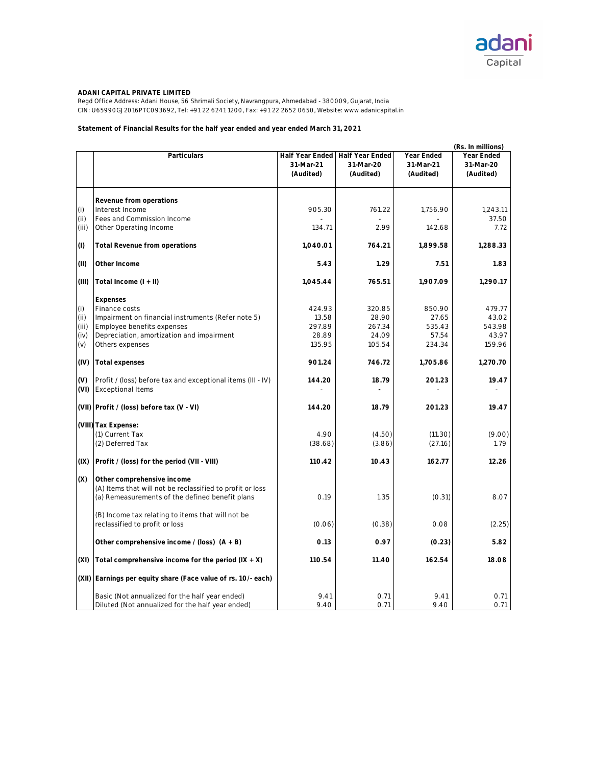**ADANI CAPITAL PRIVATE LIMITED**

Regd Office Address: Adani House, 56 Shrimali Society, Navrangpura, Ahmedabad - 380009, Gujarat, India
CIN: U65990GJ2016PTC093692, Tel: +91 22 6241 1200, Fax: +91 22 2652 0650, Website: www.adanicapital.in

**Statement of Financial Results for the half year ended and year ended March 31, 2021**

(Rs. In millions)

| | Particulars | Half Year Ended 31-Mar-21 (Audited) | Half Year Ended 31-Mar-20 (Audited) | Year Ended 31-Mar-21 (Audited) | Year Ended 31-Mar-20 (Audited) |
|---|---|---|---|---|---|
| | **Revenue from operations** | | | | |
| (i) | Interest Income | 905.30 | 761.22 | 1,756.90 | 1,243.11 |
| (ii) | Fees and Commission Income | - | - | - | 37.50 |
| (iii) | Other Operating Income | 134.71 | 2.99 | 142.68 | 7.72 |
| **(I)** | **Total Revenue from operations** | **1,040.01** | **764.21** | **1,899.58** | **1,288.33** |
| **(II)** | **Other Income** | **5.43** | **1.29** | **7.51** | **1.83** |
| **(III)** | **Total Income (I + II)** | **1,045.44** | **765.51** | **1,907.09** | **1,290.17** |
| | **Expenses** | | | | |
| (i) | Finance costs | 424.93 | 320.85 | 850.90 | 479.77 |
| (ii) | Impairment on financial instruments (Refer note 5) | 13.58 | 28.90 | 27.65 | 43.02 |
| (iii) | Employee benefits expenses | 297.89 | 267.34 | 535.43 | 543.98 |
| (iv) | Depreciation, amortization and impairment | 28.89 | 24.09 | 57.54 | 43.97 |
| (v) | Others expenses | 135.95 | 105.54 | 234.34 | 159.96 |
| **(IV)** | **Total expenses** | **901.24** | **746.72** | **1,705.86** | **1,270.70** |
| **(V)** | Profit / (loss) before tax and exceptional items (III - IV) | **144.20** | **18.79** | **201.23** | **19.47** |
| **(VI)** | Exceptional Items | - | - | - | - |
| **(VII)** | **Profit / (loss) before tax (V - VI)** | **144.20** | **18.79** | **201.23** | **19.47** |
| **(VIII)** | **Tax Expense:** | | | | |
| | (1) Current Tax | 4.90 | (4.50) | (11.30) | (9.00) |
| | (2) Deferred Tax | (38.68) | (3.86) | (27.16) | 1.79 |
| **(IX)** | **Profit / (loss) for the period (VII - VIII)** | **110.42** | **10.43** | **162.77** | **12.26** |
| **(X)** | **Other comprehensive income** | | | | |
| | (A) Items that will not be reclassified to profit or loss | | | | |
| | (a) Remeasurements of the defined benefit plans | 0.19 | 1.35 | (0.31) | 8.07 |
| | (B) Income tax relating to items that will not be reclassified to profit or loss | (0.06) | (0.38) | 0.08 | (2.25) |
| | **Other comprehensive income / (loss) (A + B)** | **0.13** | **0.97** | **(0.23)** | **5.82** |
| **(XI)** | **Total comprehensive income for the period (IX + X)** | **110.54** | **11.40** | **162.54** | **18.08** |
| **(XII)** | **Earnings per equity share (Face value of rs. 10/- each)** | | | | |
| | Basic (Not annualized for the half year ended) | 9.41 | 0.71 | 9.41 | 0.71 |
| | Diluted (Not annualized for the half year ended) | 9.40 | 0.71 | 9.40 | 0.71 |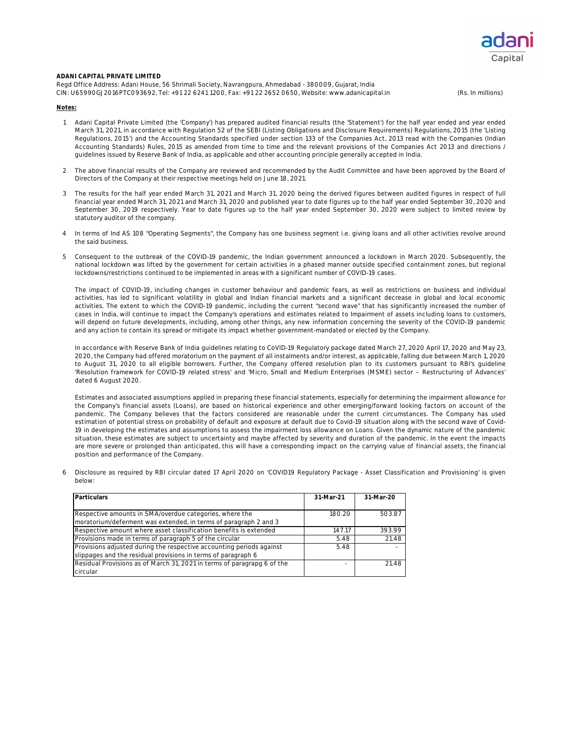**ADANI CAPITAL PRIVATE LIMITED**

Regd Office Address: Adani House, 56 Shrimali Society, Navrangpura, Ahmedabad - 380009, Gujarat, India
CIN: U65990GJ2016PTC093692, Tel: +91 22 6241 1200, Fax: +91 22 2652 0650, Website: www.adanicapital.in

(Rs. In millions)

**Notes:**

1. Adani Capital Private Limited (the 'Company') has prepared audited financial results (the 'Statement') for the half year ended and year ended March 31, 2021, in accordance with Regulation 52 of the SEBI (Listing Obligations and Disclosure Requirements) Regulations, 2015 (the 'Listing Regulations, 2015') and the Accounting Standards specified under section 133 of the Companies Act, 2013 read with the Companies (Indian Accounting Standards) Rules, 2015 as amended from time to time and the relevant provisions of the Companies Act 2013 and directions / guidelines issued by Reserve Bank of India, as applicable and other accounting principle generally accepted in India.

2. The above financial results of the Company are reviewed and recommended by the Audit Committee and have been approved by the Board of Directors of the Company at their respective meetings held on June 18, 2021.

3. The results for the half year ended March 31, 2021 and March 31, 2020 being the derived figures between audited figures in respect of full financial year ended March 31, 2021 and March 31, 2020 and published year to date figures up to the half year ended September 30, 2020 and September 30, 2019 respectively. Year to date figures up to the half year ended September 30, 2020 were subject to limited review by statutory auditor of the company.

4. In terms of Ind AS 108 "Operating Segments", the Company has one business segment i.e. giving loans and all other activities revolve around the said business.

5. Consequent to the outbreak of the COVID-19 pandemic, the Indian government announced a lockdown in March 2020. Subsequently, the national lockdown was lifted by the government for certain activities in a phased manner outside specified containment zones, but regional lockdowns/restrictions continued to be implemented in areas with a significant number of COVID-19 cases.

   The impact of COVID-19, including changes in customer behaviour and pandemic fears, as well as restrictions on business and individual activities, has led to significant volatility in global and Indian financial markets and a significant decrease in global and local economic activities. The extent to which the COVID-19 pandemic, including the current "second wave" that has significantly increased the number of cases in India, will continue to impact the Company's operations and estimates related to Impairment of assets including loans to customers, will depend on future developments, including, among other things, any new information concerning the severity of the COVID-19 pandemic and any action to contain its spread or mitigate its impact whether government-mandated or elected by the Company.

   In accordance with Reserve Bank of India guidelines relating to CoVID-19 Regulatory package dated March 27, 2020 April 17, 2020 and May 23, 2020, the Company had offered moratorium on the payment of all instalments and/or interest, as applicable, falling due between March 1, 2020 to August 31, 2020 to all eligible borrowers. Further, the Company offered resolution plan to its customers pursuant to RBI's guideline 'Resolution framework for COVID-19 related stress' and 'Micro, Small and Medium Enterprises (MSME) sector – Restructuring of Advances' dated 6 August 2020.

   Estimates and associated assumptions applied in preparing these financial statements, especially for determining the impairment allowance for the Company's financial assets (Loans), are based on historical experience and other emerging/forward looking factors on account of the pandemic. The Company believes that the factors considered are reasonable under the current circumstances. The Company has used estimation of potential stress on probability of default and exposure at default due to Covid-19 situation along with the second wave of Covid-19 in developing the estimates and assumptions to assess the impairment loss allowance on Loans. Given the dynamic nature of the pandemic situation, these estimates are subject to uncertainty and maybe affected by severity and duration of the pandemic. In the event the impacts are more severe or prolonged than anticipated, this will have a corresponding impact on the carrying value of financial assets, the financial position and performance of the Company.

6. Disclosure as required by RBI circular dated 17 April 2020 on 'COVID19 Regulatory Package - Asset Classification and Provisioning' is given below:

| Particulars | 31-Mar-21 | 31-Mar-20 |
|---|---|---|
| Respective amounts in SMA/overdue categories, where the moratorium/deferment was extended, in terms of paragraph 2 and 3 | 180.20 | 503.87 |
| Respective amount where asset classification benefits is extended | 147.17 | 393.99 |
| Provisions made in terms of paragraph 5 of the circular | 5.48 | 21.48 |
| Provisions adjusted during the respective accounting periods against slippages and the residual provisions in terms of paragraph 6 | 5.48 | - |
| Residual Provisions as of March 31, 2021 in terms of paragrapg 6 of the circular | - | 21.48 |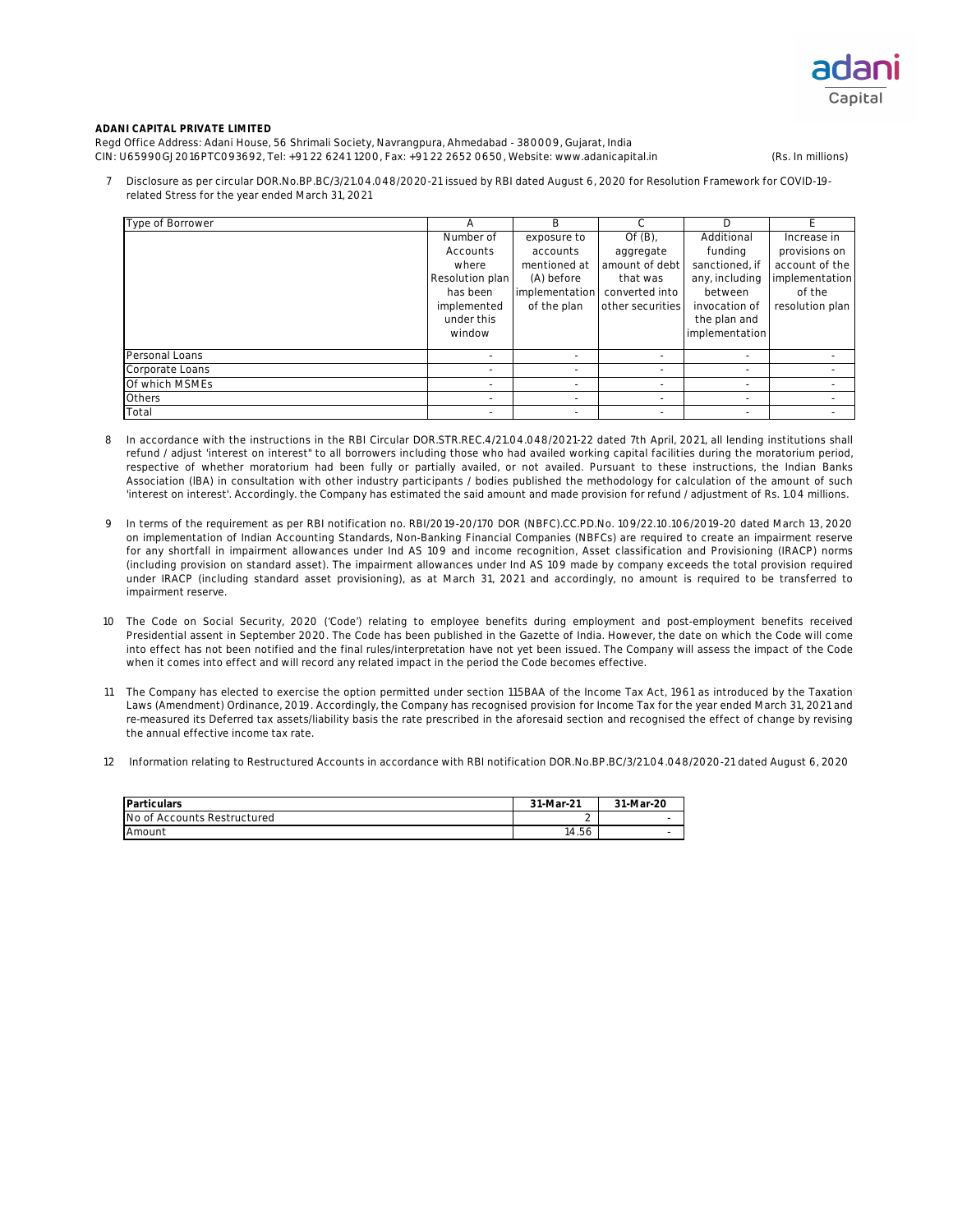**ADANI CAPITAL PRIVATE LIMITED**

Regd Office Address: Adani House, 56 Shrimali Society, Navrangpura, Ahmedabad - 380009, Gujarat, India

CIN: U65990GJ2016PTC093692, Tel: +91 22 6241 1200, Fax: +91 22 2652 0650, Website: www.adanicapital.in

(Rs. In millions)

7 Disclosure as per circular DOR.No.BP.BC/3/21.04.048/2020-21 issued by RBI dated August 6, 2020 for Resolution Framework for COVID-19-related Stress for the year ended March 31, 2021

| Type of Borrower | A | B | C | D | E |
|---|---|---|---|---|---|
| | Number of Accounts where Resolution plan has been implemented under this window | exposure to accounts mentioned at (A) before implementation of the plan | Of (B), aggregate amount of debt that was converted into other securities | Additional funding sanctioned, if any, including between invocation of the plan and implementation | Increase in provisions on account of the implementation of the resolution plan |
| Personal Loans | - | - | - | - | - |
| Corporate Loans | - | - | - | - | - |
| Of which MSMEs | - | - | - | - | - |
| Others | - | - | - | - | - |
| Total | - | - | - | - | - |

8 In accordance with the instructions in the RBI Circular DOR.STR.REC.4/21.04.048/2021-22 dated 7th April, 2021, all lending institutions shall refund / adjust 'interest on interest" to all borrowers including those who had availed working capital facilities during the moratorium period, respective of whether moratorium had been fully or partially availed, or not availed. Pursuant to these instructions, the Indian Banks Association (IBA) in consultation with other industry participants / bodies published the methodology for calculation of the amount of such 'interest on interest'. Accordingly. the Company has estimated the said amount and made provision for refund / adjustment of Rs. 1.04 millions.

9 In terms of the requirement as per RBI notification no. RBI/2019-20/170 DOR (NBFC).CC.PD.No. 109/22.10.106/2019-20 dated March 13, 2020 on implementation of Indian Accounting Standards, Non-Banking Financial Companies (NBFCs) are required to create an impairment reserve for any shortfall in impairment allowances under Ind AS 109 and income recognition, Asset classification and Provisioning (IRACP) norms (including provision on standard asset). The impairment allowances under Ind AS 109 made by company exceeds the total provision required under IRACP (including standard asset provisioning), as at March 31, 2021 and accordingly, no amount is required to be transferred to impairment reserve.

10 The Code on Social Security, 2020 ('Code') relating to employee benefits during employment and post-employment benefits received Presidential assent in September 2020. The Code has been published in the Gazette of India. However, the date on which the Code will come into effect has not been notified and the final rules/interpretation have not yet been issued. The Company will assess the impact of the Code when it comes into effect and will record any related impact in the period the Code becomes effective.

11 The Company has elected to exercise the option permitted under section 115BAA of the Income Tax Act, 1961 as introduced by the Taxation Laws (Amendment) Ordinance, 2019. Accordingly, the Company has recognised provision for Income Tax for the year ended March 31, 2021 and re-measured its Deferred tax assets/liability basis the rate prescribed in the aforesaid section and recognised the effect of change by revising the annual effective income tax rate.

12 Information relating to Restructured Accounts in accordance with RBI notification DOR.No.BP.BC/3/21.04.048/2020-21 dated August 6, 2020

| Particulars | 31-Mar-21 | 31-Mar-20 |
|---|---|---|
| No of Accounts Restructured | 2 | - |
| Amount | 14.56 | - |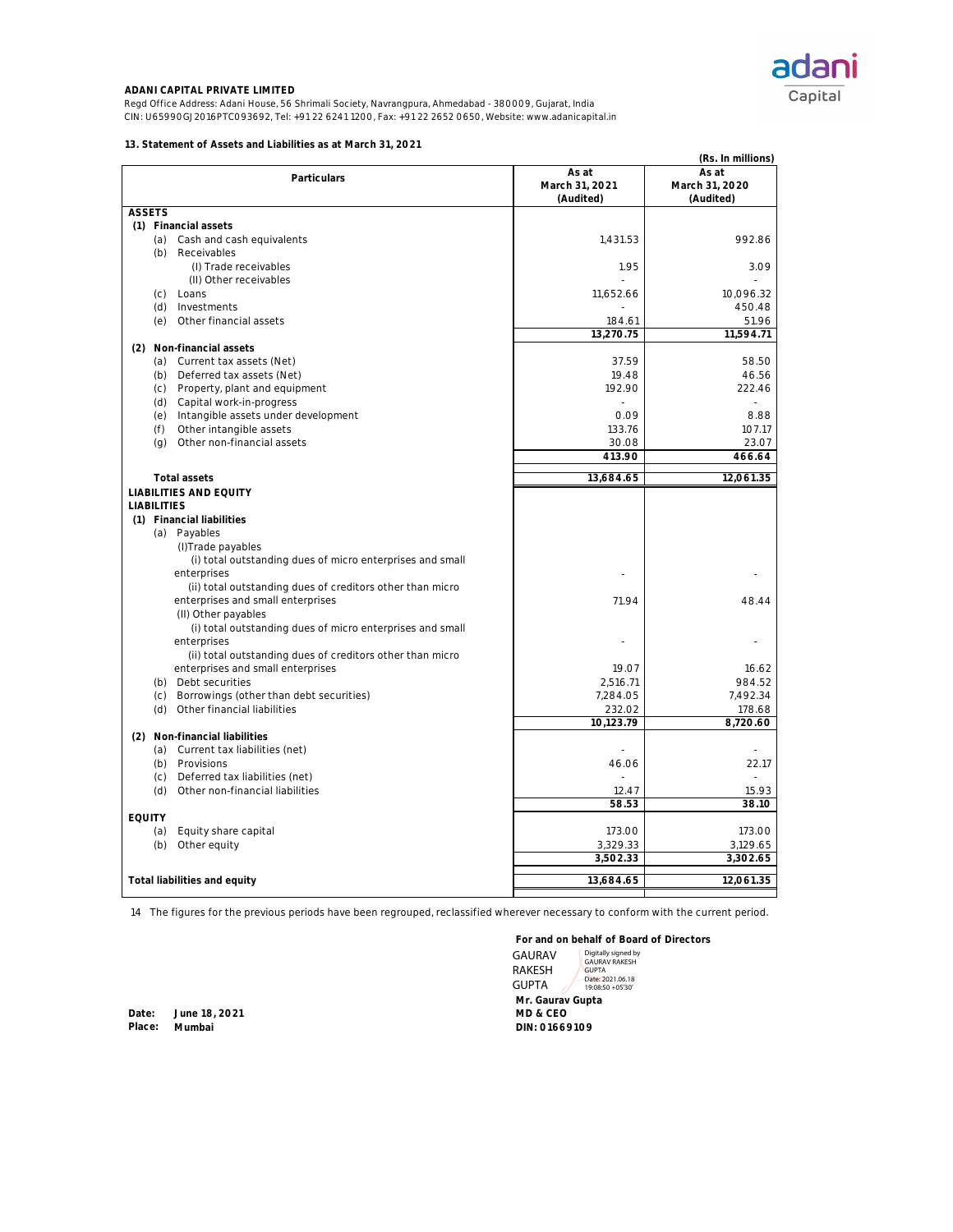**ADANI CAPITAL PRIVATE LIMITED**

Regd Office Address: Adani House, 56 Shrimali Society, Navrangpura, Ahmedabad - 380009, Gujarat, India
CIN: U65990GJ2016PTC093692, Tel: +91 22 6241 1200, Fax: +91 22 2652 0650, Website: www.adanicapital.in

**13. Statement of Assets and Liabilities as at March 31, 2021**

(Rs. In millions)

| Particulars | As at March 31, 2021 (Audited) | As at March 31, 2020 (Audited) |
|---|---|---|
| **ASSETS** | | |
| **(1) Financial assets** | | |
| (a) Cash and cash equivalents | 1,431.53 | 992.86 |
| (b) Receivables | | |
| (I) Trade receivables | 1.95 | 3.09 |
| (II) Other receivables | - | - |
| (c) Loans | 11,652.66 | 10,096.32 |
| (d) Investments | - | 450.48 |
| (e) Other financial assets | 184.61 | 51.96 |
| | **13,270.75** | **11,594.71** |
| **(2) Non-financial assets** | | |
| (a) Current tax assets (Net) | 37.59 | 58.50 |
| (b) Deferred tax assets (Net) | 19.48 | 46.56 |
| (c) Property, plant and equipment | 192.90 | 222.46 |
| (d) Capital work-in-progress | - | - |
| (e) Intangible assets under development | 0.09 | 8.88 |
| (f) Other intangible assets | 133.76 | 107.17 |
| (g) Other non-financial assets | 30.08 | 23.07 |
| | **413.90** | **466.64** |
| **Total assets** | **13,684.65** | **12,061.35** |
| **LIABILITIES AND EQUITY** | | |
| **LIABILITIES** | | |
| **(1) Financial liabilities** | | |
| (a) Payables | | |
| (I)Trade payables | | |
| (i) total outstanding dues of micro enterprises and small enterprises | - | - |
| (ii) total outstanding dues of creditors other than micro enterprises and small enterprises | 71.94 | 48.44 |
| (II) Other payables | | |
| (i) total outstanding dues of micro enterprises and small enterprises | - | - |
| (ii) total outstanding dues of creditors other than micro enterprises and small enterprises | 19.07 | 16.62 |
| (b) Debt securities | 2,516.71 | 984.52 |
| (c) Borrowings (other than debt securities) | 7,284.05 | 7,492.34 |
| (d) Other financial liabilities | 232.02 | 178.68 |
| | **10,123.79** | **8,720.60** |
| **(2) Non-financial liabilities** | | |
| (a) Current tax liabilities (net) | - | - |
| (b) Provisions | 46.06 | 22.17 |
| (c) Deferred tax liabilities (net) | - | - |
| (d) Other non-financial liabilities | 12.47 | 15.93 |
| | **58.53** | **38.10** |
| **EQUITY** | | |
| (a) Equity share capital | 173.00 | 173.00 |
| (b) Other equity | 3,329.33 | 3,129.65 |
| | **3,502.33** | **3,302.65** |
| **Total liabilities and equity** | **13,684.65** | **12,061.35** |

14 The figures for the previous periods have been regrouped, reclassified wherever necessary to conform with the current period.

**For and on behalf of Board of Directors**

GAURAV RAKESH GUPTA — Digitally signed by GAURAV RAKESH GUPTA Date: 2021.06.18 19:08:50 +05'30'

**Mr. Gaurav Gupta**
**MD & CEO**
**DIN: 01669109**

**Date: June 18, 2021**
**Place: Mumbai**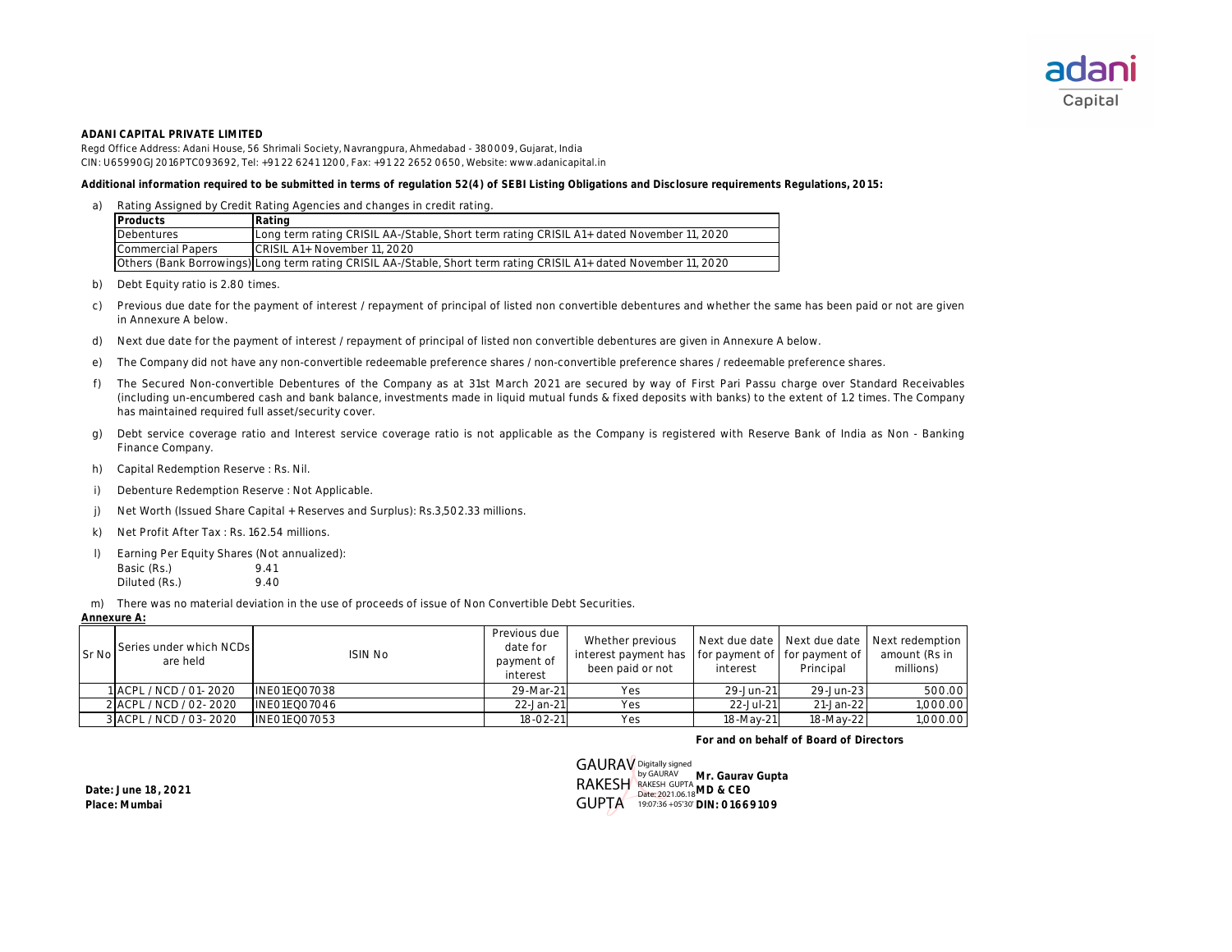**ADANI CAPITAL PRIVATE LIMITED**

Regd Office Address: Adani House, 56 Shrimali Society, Navrangpura, Ahmedabad - 380009, Gujarat, India
CIN: U65990GJ2016PTC093692, Tel: +91 22 6241 1200, Fax: +91 22 2652 0650, Website: www.adanicapital.in

**Additional information required to be submitted in terms of regulation 52(4) of SEBI Listing Obligations and Disclosure requirements Regulations, 2015:**

a) Rating Assigned by Credit Rating Agencies and changes in credit rating.

| Products | Rating |
|---|---|
| Debentures | Long term rating CRISIL AA-/Stable, Short term rating CRISIL A1+ dated November 11, 2020 |
| Commercial Papers | CRISIL A1+ November 11, 2020 |
| Others (Bank Borrowings) | Long term rating CRISIL AA-/Stable, Short term rating CRISIL A1+ dated November 11, 2020 |

b) Debt Equity ratio is 2.80 times.

c) Previous due date for the payment of interest / repayment of principal of listed non convertible debentures and whether the same has been paid or not are given in Annexure A below.

d) Next due date for the payment of interest / repayment of principal of listed non convertible debentures are given in Annexure A below.

e) The Company did not have any non-convertible redeemable preference shares / non-convertible preference shares / redeemable preference shares.

f) The Secured Non-convertible Debentures of the Company as at 31st March 2021 are secured by way of First Pari Passu charge over Standard Receivables (including un-encumbered cash and bank balance, investments made in liquid mutual funds & fixed deposits with banks) to the extent of 1.2 times. The Company has maintained required full asset/security cover.

g) Debt service coverage ratio and Interest service coverage ratio is not applicable as the Company is registered with Reserve Bank of India as Non - Banking Finance Company.

h) Capital Redemption Reserve : Rs. Nil.

i) Debenture Redemption Reserve : Not Applicable.

j) Net Worth (Issued Share Capital + Reserves and Surplus): Rs.3,502.33 millions.

k) Net Profit After Tax : Rs. 162.54 millions.

l) Earning Per Equity Shares (Not annualized):
Basic (Rs.) 9.41
Diluted (Rs.) 9.40

m) There was no material deviation in the use of proceeds of issue of Non Convertible Debt Securities.

**Annexure A:**

| Sr No | Series under which NCDs are held | ISIN No | Previous due date for payment of interest | Whether previous interest payment has been paid or not | Next due date for payment of interest | Next due date for payment of Principal | Next redemption amount (Rs in millions) |
|---|---|---|---|---|---|---|---|
| 1 | ACPL / NCD / 01-2020 | INE01EQ07038 | 29-Mar-21 | Yes | 29-Jun-21 | 29-Jun-23 | 500.00 |
| 2 | ACPL / NCD / 02-2020 | INE01EQ07046 | 22-Jan-21 | Yes | 22-Jul-21 | 21-Jan-22 | 1,000.00 |
| 3 | ACPL / NCD / 03-2020 | INE01EQ07053 | 18-02-21 | Yes | 18-May-21 | 18-May-22 | 1,000.00 |

**For and on behalf of Board of Directors**

GAURAV RAKESH GUPTA Digitally signed by GAURAV RAKESH GUPTA Date: 2021.06.18 19:07:36 +05'30'

**Mr. Gaurav Gupta**
**MD & CEO**
**DIN: 01669109**

**Date: June 18, 2021**
**Place: Mumbai**